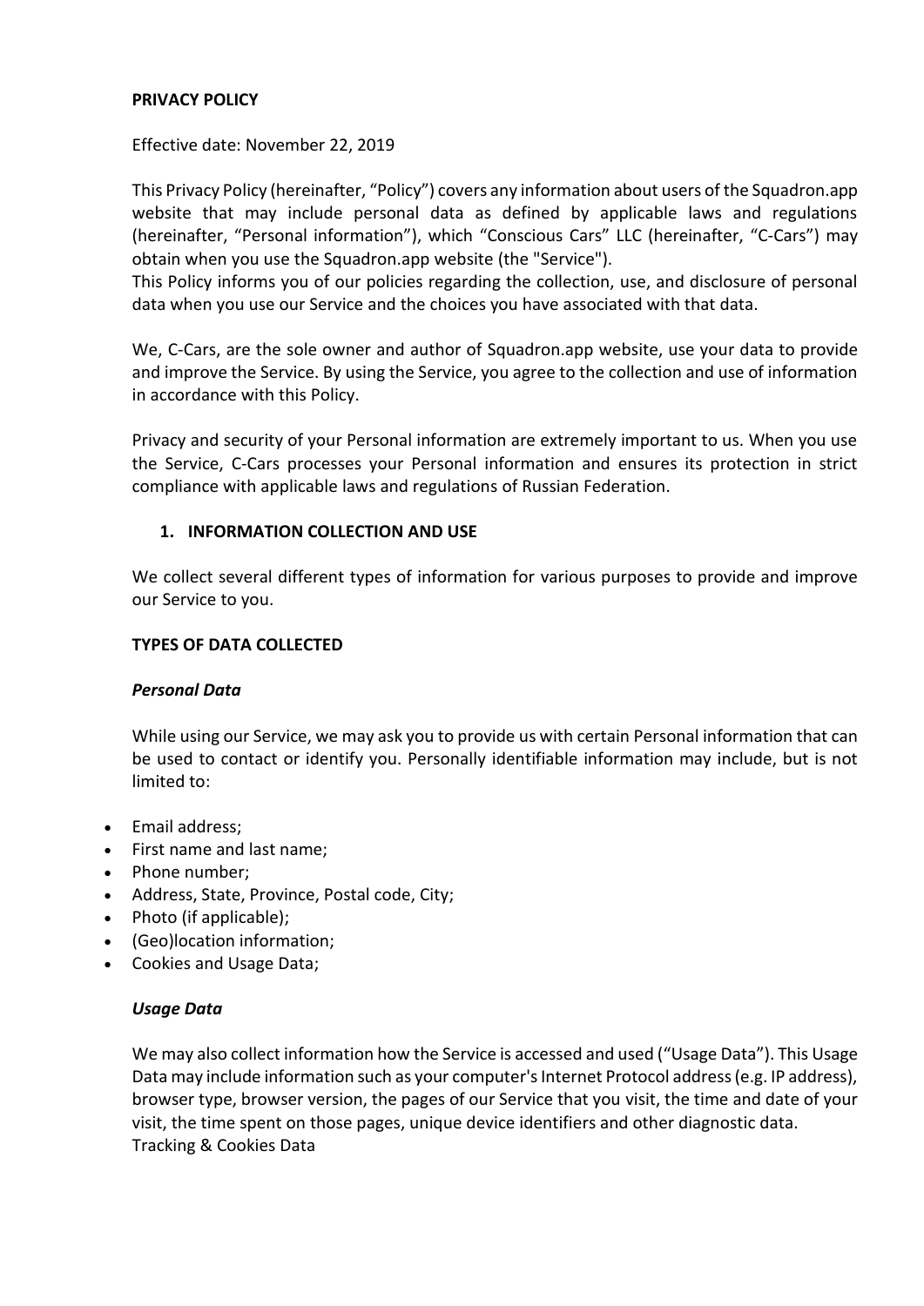**PRIVACY POLICY**

Effective date: November 22, 2019

This Privacy Policy (hereinafter, "Policy") covers any information about users of the Squadron.app website that may include personal data as defined by applicable laws and regulations (hereinafter, "Personal information"), which "Conscious Cars" LLC (hereinafter, "C-Cars") may obtain when you use the Squadron.app website (the "Service").
This Policy informs you of our policies regarding the collection, use, and disclosure of personal data when you use our Service and the choices you have associated with that data.

We, C-Cars, are the sole owner and author of Squadron.app website, use your data to provide and improve the Service. By using the Service, you agree to the collection and use of information in accordance with this Policy.

Privacy and security of your Personal information are extremely important to us. When you use the Service, C-Cars processes your Personal information and ensures its protection in strict compliance with applicable laws and regulations of Russian Federation.

## 1. INFORMATION COLLECTION AND USE

We collect several different types of information for various purposes to provide and improve our Service to you.

### TYPES OF DATA COLLECTED

***Personal Data***

While using our Service, we may ask you to provide us with certain Personal information that can be used to contact or identify you. Personally identifiable information may include, but is not limited to:

- Email address;
- First name and last name;
- Phone number;
- Address, State, Province, Postal code, City;
- Photo (if applicable);
- (Geo)location information;
- Cookies and Usage Data;

***Usage Data***

We may also collect information how the Service is accessed and used ("Usage Data"). This Usage Data may include information such as your computer's Internet Protocol address (e.g. IP address), browser type, browser version, the pages of our Service that you visit, the time and date of your visit, the time spent on those pages, unique device identifiers and other diagnostic data.
Tracking & Cookies Data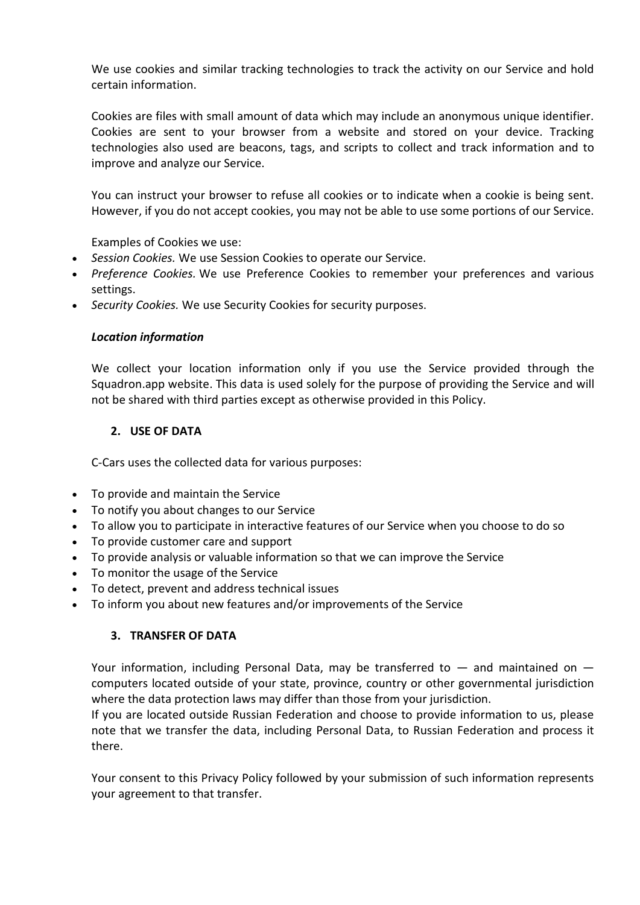We use cookies and similar tracking technologies to track the activity on our Service and hold certain information.

Cookies are files with small amount of data which may include an anonymous unique identifier. Cookies are sent to your browser from a website and stored on your device. Tracking technologies also used are beacons, tags, and scripts to collect and track information and to improve and analyze our Service.

You can instruct your browser to refuse all cookies or to indicate when a cookie is being sent. However, if you do not accept cookies, you may not be able to use some portions of our Service.

Examples of Cookies we use:

- *Session Cookies.* We use Session Cookies to operate our Service.
- *Preference Cookies.* We use Preference Cookies to remember your preferences and various settings.
- *Security Cookies.* We use Security Cookies for security purposes.

***Location information***

We collect your location information only if you use the Service provided through the Squadron.app website. This data is used solely for the purpose of providing the Service and will not be shared with third parties except as otherwise provided in this Policy.

## 2. USE OF DATA

C-Cars uses the collected data for various purposes:

- To provide and maintain the Service
- To notify you about changes to our Service
- To allow you to participate in interactive features of our Service when you choose to do so
- To provide customer care and support
- To provide analysis or valuable information so that we can improve the Service
- To monitor the usage of the Service
- To detect, prevent and address technical issues
- To inform you about new features and/or improvements of the Service

## 3. TRANSFER OF DATA

Your information, including Personal Data, may be transferred to — and maintained on — computers located outside of your state, province, country or other governmental jurisdiction where the data protection laws may differ than those from your jurisdiction.
If you are located outside Russian Federation and choose to provide information to us, please note that we transfer the data, including Personal Data, to Russian Federation and process it there.

Your consent to this Privacy Policy followed by your submission of such information represents your agreement to that transfer.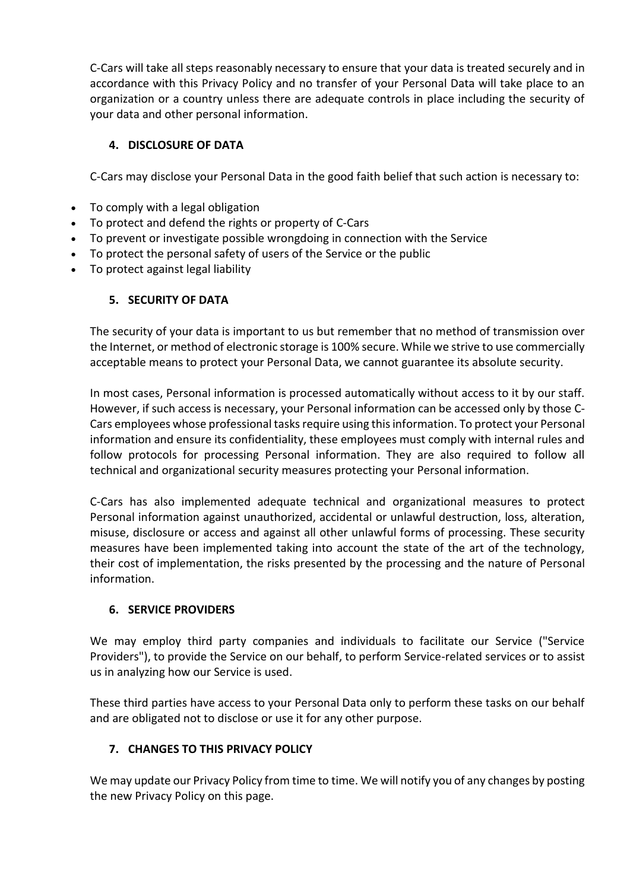C-Cars will take all steps reasonably necessary to ensure that your data is treated securely and in accordance with this Privacy Policy and no transfer of your Personal Data will take place to an organization or a country unless there are adequate controls in place including the security of your data and other personal information.

## 4. DISCLOSURE OF DATA

C-Cars may disclose your Personal Data in the good faith belief that such action is necessary to:

- To comply with a legal obligation
- To protect and defend the rights or property of C-Cars
- To prevent or investigate possible wrongdoing in connection with the Service
- To protect the personal safety of users of the Service or the public
- To protect against legal liability

## 5. SECURITY OF DATA

The security of your data is important to us but remember that no method of transmission over the Internet, or method of electronic storage is 100% secure. While we strive to use commercially acceptable means to protect your Personal Data, we cannot guarantee its absolute security.

In most cases, Personal information is processed automatically without access to it by our staff. However, if such access is necessary, your Personal information can be accessed only by those C-Cars employees whose professional tasks require using this information. To protect your Personal information and ensure its confidentiality, these employees must comply with internal rules and follow protocols for processing Personal information. They are also required to follow all technical and organizational security measures protecting your Personal information.

C-Cars has also implemented adequate technical and organizational measures to protect Personal information against unauthorized, accidental or unlawful destruction, loss, alteration, misuse, disclosure or access and against all other unlawful forms of processing. These security measures have been implemented taking into account the state of the art of the technology, their cost of implementation, the risks presented by the processing and the nature of Personal information.

## 6. SERVICE PROVIDERS

We may employ third party companies and individuals to facilitate our Service ("Service Providers"), to provide the Service on our behalf, to perform Service-related services or to assist us in analyzing how our Service is used.

These third parties have access to your Personal Data only to perform these tasks on our behalf and are obligated not to disclose or use it for any other purpose.

## 7. CHANGES TO THIS PRIVACY POLICY

We may update our Privacy Policy from time to time. We will notify you of any changes by posting the new Privacy Policy on this page.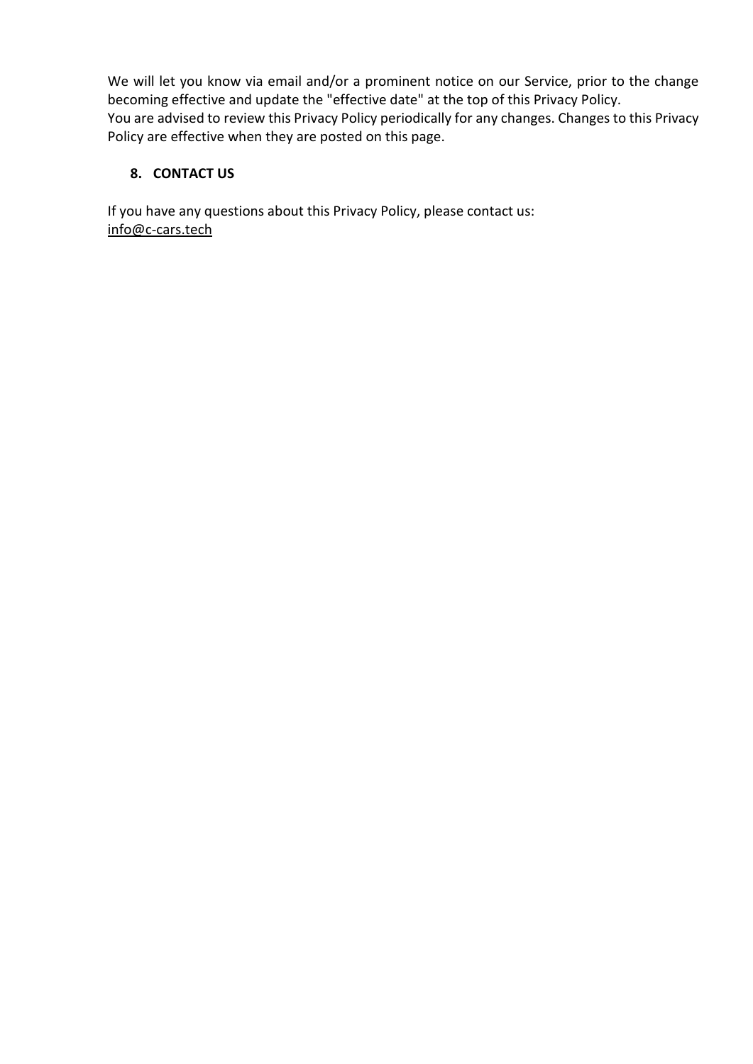We will let you know via email and/or a prominent notice on our Service, prior to the change becoming effective and update the "effective date" at the top of this Privacy Policy.
You are advised to review this Privacy Policy periodically for any changes. Changes to this Privacy Policy are effective when they are posted on this page.

## 8. CONTACT US

If you have any questions about this Privacy Policy, please contact us:
info@c-cars.tech